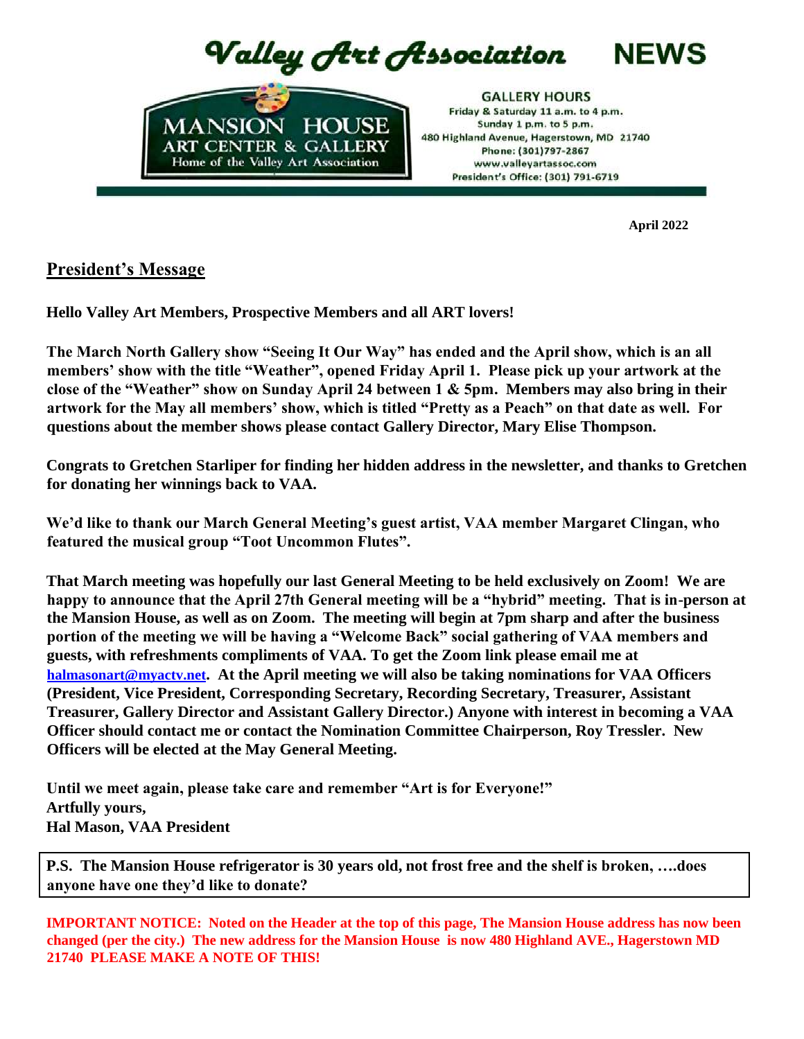# Valley Art Association NEWS

**MANSION HOUSE ART CENTER & GALLERY**
Home of the Valley Art Association

**GALLERY HOURS**
Friday & Saturday 11 a.m. to 4 p.m.
Sunday 1 p.m. to 5 p.m.
480 Highland Avenue, Hagerstown, MD 21740
Phone: (301)797-2867
www.valleyartassoc.com
President's Office: (301) 791-6719

**April 2022**

## President's Message

**Hello Valley Art Members, Prospective Members and all ART lovers!**

**The March North Gallery show "Seeing It Our Way" has ended and the April show, which is an all members' show with the title "Weather", opened Friday April 1. Please pick up your artwork at the close of the "Weather" show on Sunday April 24 between 1 & 5pm. Members may also bring in their artwork for the May all members' show, which is titled "Pretty as a Peach" on that date as well. For questions about the member shows please contact Gallery Director, Mary Elise Thompson.**

**Congrats to Gretchen Starliper for finding her hidden address in the newsletter, and thanks to Gretchen for donating her winnings back to VAA.**

**We'd like to thank our March General Meeting's guest artist, VAA member Margaret Clingan, who featured the musical group "Toot Uncommon Flutes".**

**That March meeting was hopefully our last General Meeting to be held exclusively on Zoom! We are happy to announce that the April 27th General meeting will be a "hybrid" meeting. That is in-person at the Mansion House, as well as on Zoom. The meeting will begin at 7pm sharp and after the business portion of the meeting we will be having a "Welcome Back" social gathering of VAA members and guests, with refreshments compliments of VAA. To get the Zoom link please email me at halmasonart@myactv.net. At the April meeting we will also be taking nominations for VAA Officers (President, Vice President, Corresponding Secretary, Recording Secretary, Treasurer, Assistant Treasurer, Gallery Director and Assistant Gallery Director.) Anyone with interest in becoming a VAA Officer should contact me or contact the Nomination Committee Chairperson, Roy Tressler. New Officers will be elected at the May General Meeting.**

**Until we meet again, please take care and remember "Art is for Everyone!"**
**Artfully yours,**
**Hal Mason, VAA President**

**P.S. The Mansion House refrigerator is 30 years old, not frost free and the shelf is broken, ….does anyone have one they'd like to donate?**

**IMPORTANT NOTICE: Noted on the Header at the top of this page, The Mansion House address has now been changed (per the city.) The new address for the Mansion House is now 480 Highland AVE., Hagerstown MD 21740 PLEASE MAKE A NOTE OF THIS!**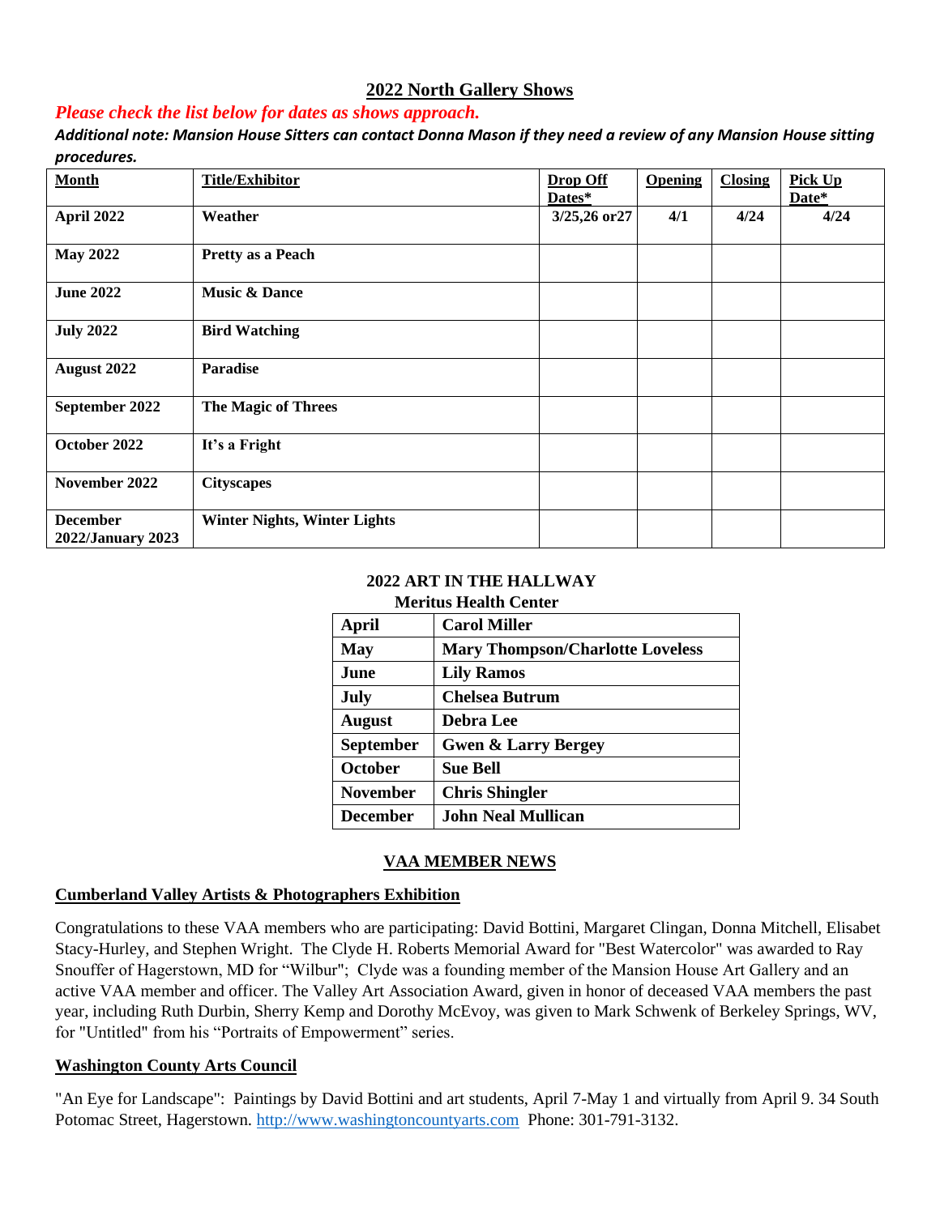## 2022 North Gallery Shows

*Please check the list below for dates as shows approach.*

***Additional note: Mansion House Sitters can contact Donna Mason if they need a review of any Mansion House sitting procedures.***

| Month | Title/Exhibitor | Drop Off Dates* | Opening | Closing | Pick Up Date* |
|---|---|---|---|---|---|
| **April 2022** | **Weather** | **3/25,26 or27** | **4/1** | **4/24** | **4/24** |
| **May 2022** | **Pretty as a Peach** | | | | |
| **June 2022** | **Music & Dance** | | | | |
| **July 2022** | **Bird Watching** | | | | |
| **August 2022** | **Paradise** | | | | |
| **September 2022** | **The Magic of Threes** | | | | |
| **October 2022** | **It's a Fright** | | | | |
| **November 2022** | **Cityscapes** | | | | |
| **December 2022/January 2023** | **Winter Nights, Winter Lights** | | | | |

**2022 ART IN THE HALLWAY**

**Meritus Health Center**

| Month | Artist |
|---|---|
| **April** | **Carol Miller** |
| **May** | **Mary Thompson/Charlotte Loveless** |
| **June** | **Lily Ramos** |
| **July** | **Chelsea Butrum** |
| **August** | **Debra Lee** |
| **September** | **Gwen & Larry Bergey** |
| **October** | **Sue Bell** |
| **November** | **Chris Shingler** |
| **December** | **John Neal Mullican** |

## VAA MEMBER NEWS

### Cumberland Valley Artists & Photographers Exhibition

Congratulations to these VAA members who are participating: David Bottini, Margaret Clingan, Donna Mitchell, Elisabet Stacy-Hurley, and Stephen Wright. The Clyde H. Roberts Memorial Award for "Best Watercolor" was awarded to Ray Snouffer of Hagerstown, MD for "Wilbur"; Clyde was a founding member of the Mansion House Art Gallery and an active VAA member and officer. The Valley Art Association Award, given in honor of deceased VAA members the past year, including Ruth Durbin, Sherry Kemp and Dorothy McEvoy, was given to Mark Schwenk of Berkeley Springs, WV, for "Untitled" from his "Portraits of Empowerment" series.

### Washington County Arts Council

"An Eye for Landscape": Paintings by David Bottini and art students, April 7-May 1 and virtually from April 9. 34 South Potomac Street, Hagerstown. http://www.washingtoncountyarts.com Phone: 301-791-3132.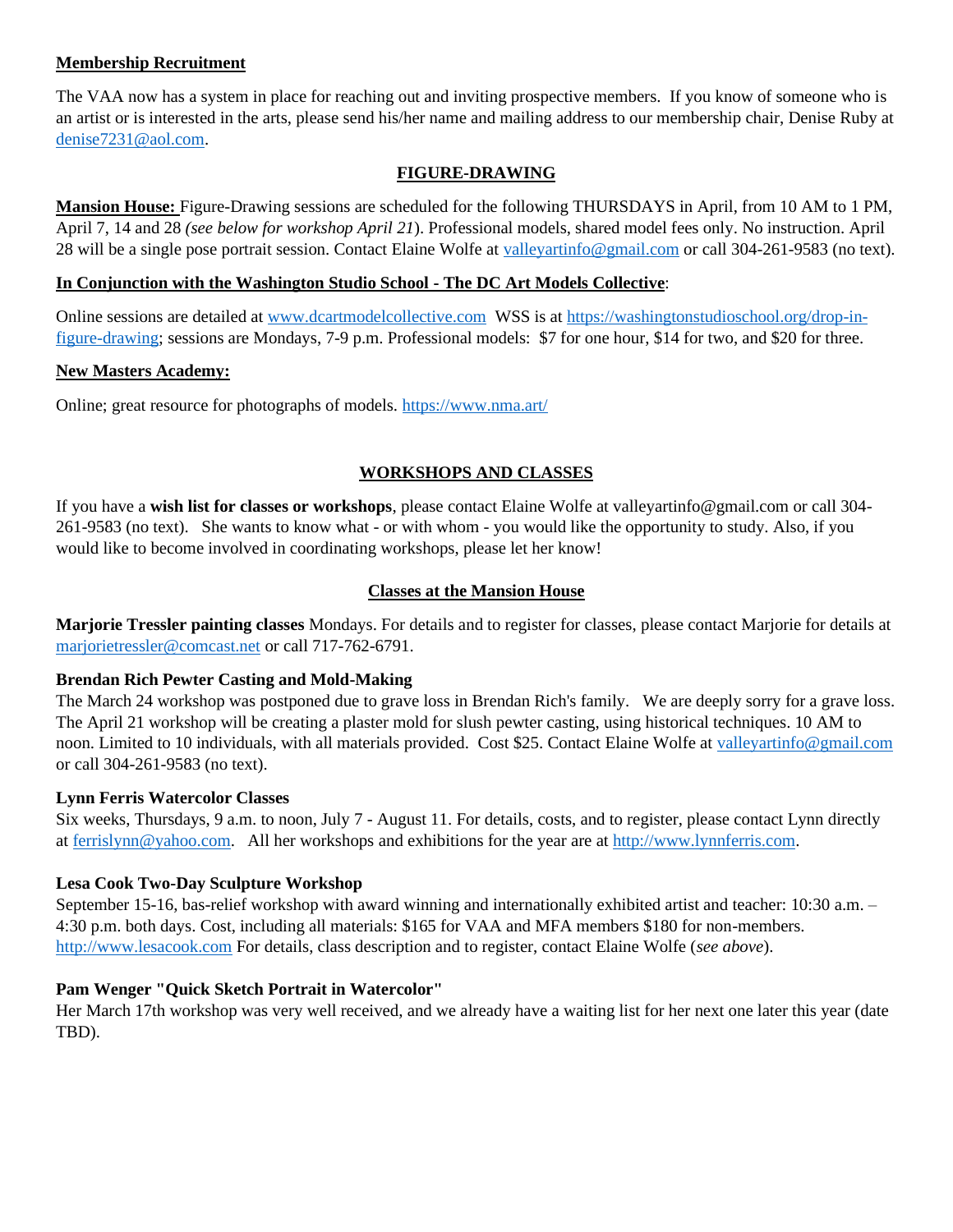**Membership Recruitment**

The VAA now has a system in place for reaching out and inviting prospective members. If you know of someone who is an artist or is interested in the arts, please send his/her name and mailing address to our membership chair, Denise Ruby at denise7231@aol.com.

## FIGURE-DRAWING

**Mansion House:** Figure-Drawing sessions are scheduled for the following THURSDAYS in April, from 10 AM to 1 PM, April 7, 14 and 28 *(see below for workshop April 21*). Professional models, shared model fees only. No instruction. April 28 will be a single pose portrait session. Contact Elaine Wolfe at valleyartinfo@gmail.com or call 304-261-9583 (no text).

**In Conjunction with the Washington Studio School - The DC Art Models Collective**:

Online sessions are detailed at www.dcartmodelcollective.com WSS is at https://washingtonstudioschool.org/drop-in-figure-drawing; sessions are Mondays, 7-9 p.m. Professional models: $7 for one hour, $14 for two, and $20 for three.

**New Masters Academy:**

Online; great resource for photographs of models. https://www.nma.art/

## WORKSHOPS AND CLASSES

If you have a **wish list for classes or workshops**, please contact Elaine Wolfe at valleyartinfo@gmail.com or call 304-261-9583 (no text). She wants to know what - or with whom - you would like the opportunity to study. Also, if you would like to become involved in coordinating workshops, please let her know!

### Classes at the Mansion House

**Marjorie Tressler painting classes** Mondays. For details and to register for classes, please contact Marjorie for details at marjorietressler@comcast.net or call 717-762-6791.

**Brendan Rich Pewter Casting and Mold-Making**
The March 24 workshop was postponed due to grave loss in Brendan Rich's family. We are deeply sorry for a grave loss. The April 21 workshop will be creating a plaster mold for slush pewter casting, using historical techniques. 10 AM to noon. Limited to 10 individuals, with all materials provided. Cost $25. Contact Elaine Wolfe at valleyartinfo@gmail.com or call 304-261-9583 (no text).

**Lynn Ferris Watercolor Classes**
Six weeks, Thursdays, 9 a.m. to noon, July 7 - August 11. For details, costs, and to register, please contact Lynn directly at ferrislynn@yahoo.com. All her workshops and exhibitions for the year are at http://www.lynnferris.com.

**Lesa Cook Two-Day Sculpture Workshop**
September 15-16, bas-relief workshop with award winning and internationally exhibited artist and teacher: 10:30 a.m. – 4:30 p.m. both days. Cost, including all materials: $165 for VAA and MFA members $180 for non-members. http://www.lesacook.com For details, class description and to register, contact Elaine Wolfe (*see above*).

**Pam Wenger "Quick Sketch Portrait in Watercolor"**
Her March 17th workshop was very well received, and we already have a waiting list for her next one later this year (date TBD).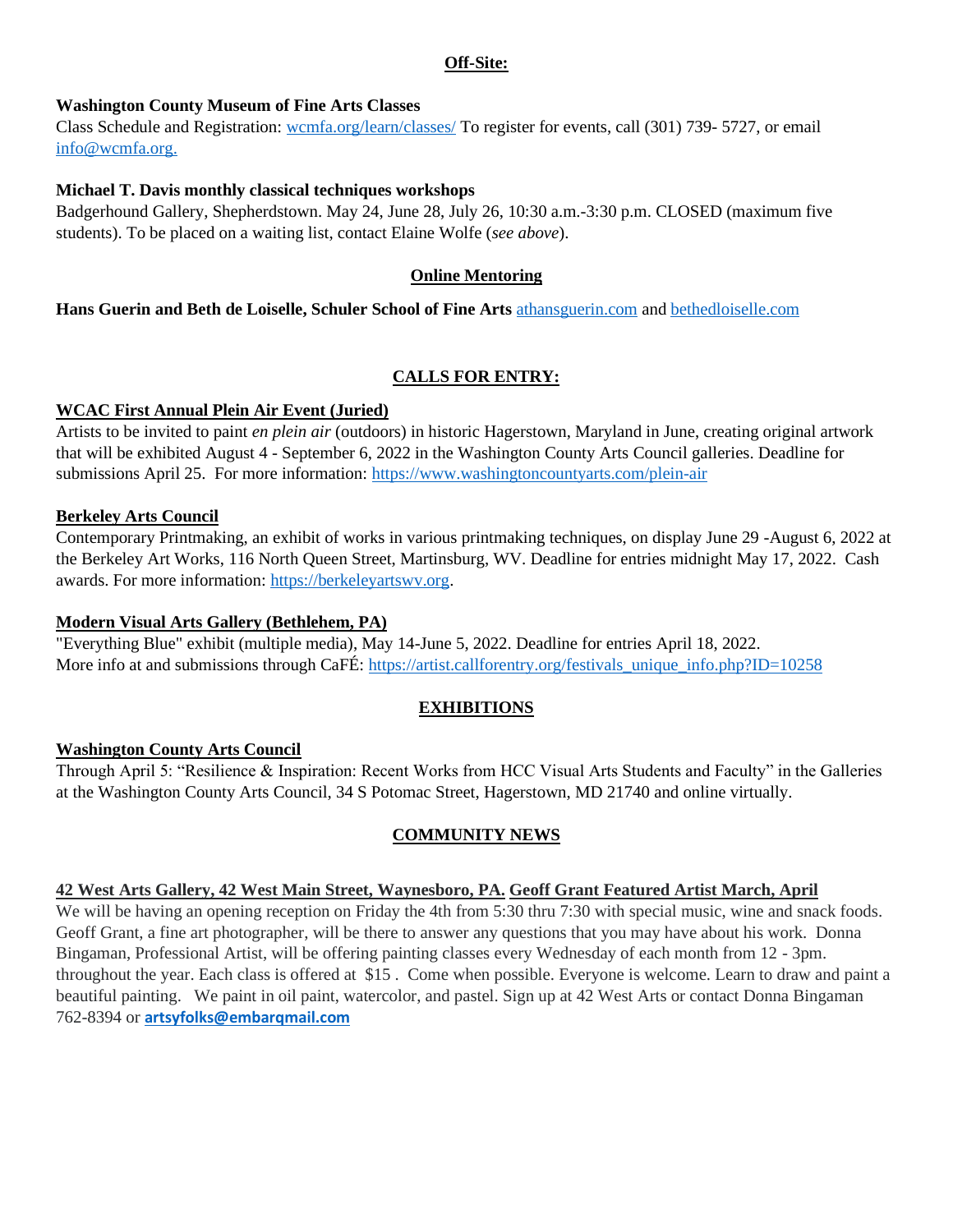## Off-Site:

**Washington County Museum of Fine Arts Classes**
Class Schedule and Registration: wcmfa.org/learn/classes/ To register for events, call (301) 739- 5727, or email info@wcmfa.org.

**Michael T. Davis monthly classical techniques workshops**
Badgerhound Gallery, Shepherdstown. May 24, June 28, July 26, 10:30 a.m.-3:30 p.m. CLOSED (maximum five students). To be placed on a waiting list, contact Elaine Wolfe (*see above*).

## Online Mentoring

**Hans Guerin and Beth de Loiselle, Schuler School of Fine Arts** athansguerin.com and bethedloiselle.com

## CALLS FOR ENTRY:

**WCAC First Annual Plein Air Event (Juried)**
Artists to be invited to paint *en plein air* (outdoors) in historic Hagerstown, Maryland in June, creating original artwork that will be exhibited August 4 - September 6, 2022 in the Washington County Arts Council galleries. Deadline for submissions April 25. For more information: https://www.washingtoncountyarts.com/plein-air

**Berkeley Arts Council**
Contemporary Printmaking, an exhibit of works in various printmaking techniques, on display June 29 -August 6, 2022 at the Berkeley Art Works, 116 North Queen Street, Martinsburg, WV. Deadline for entries midnight May 17, 2022. Cash awards. For more information: https://berkeleyartswv.org.

**Modern Visual Arts Gallery (Bethlehem, PA)**
"Everything Blue" exhibit (multiple media), May 14-June 5, 2022. Deadline for entries April 18, 2022.
More info at and submissions through CaFÉ: https://artist.callforentry.org/festivals_unique_info.php?ID=10258

## EXHIBITIONS

**Washington County Arts Council**
Through April 5: "Resilience & Inspiration: Recent Works from HCC Visual Arts Students and Faculty" in the Galleries at the Washington County Arts Council, 34 S Potomac Street, Hagerstown, MD 21740 and online virtually.

## COMMUNITY NEWS

**42 West Arts Gallery, 42 West Main Street, Waynesboro, PA. Geoff Grant Featured Artist March, April**
We will be having an opening reception on Friday the 4th from 5:30 thru 7:30 with special music, wine and snack foods. Geoff Grant, a fine art photographer, will be there to answer any questions that you may have about his work. Donna Bingaman, Professional Artist, will be offering painting classes every Wednesday of each month from 12 - 3pm. throughout the year. Each class is offered at $15 . Come when possible. Everyone is welcome. Learn to draw and paint a beautiful painting. We paint in oil paint, watercolor, and pastel. Sign up at 42 West Arts or contact Donna Bingaman 762-8394 or **artsyfolks@embarqmail.com**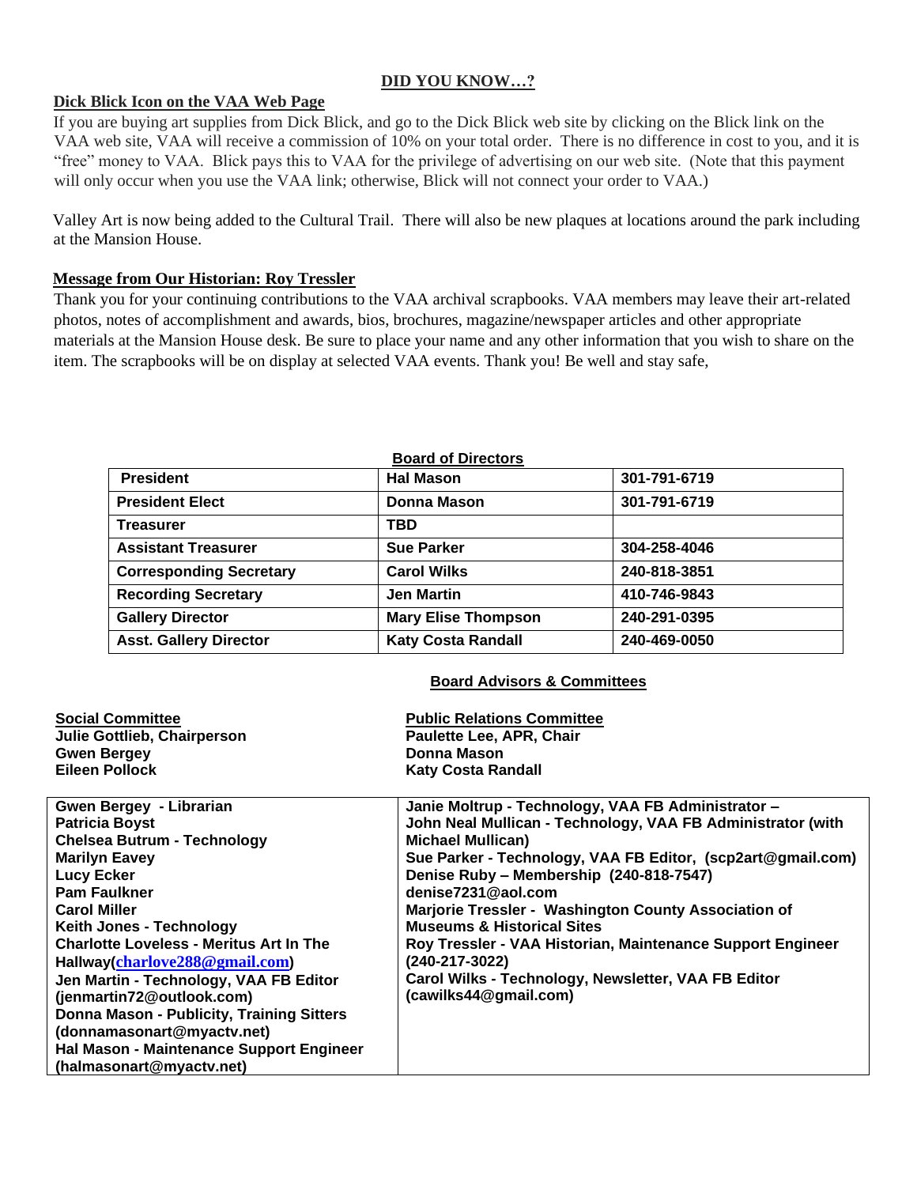## DID YOU KNOW…?

### Dick Blick Icon on the VAA Web Page

If you are buying art supplies from Dick Blick, and go to the Dick Blick web site by clicking on the Blick link on the VAA web site, VAA will receive a commission of 10% on your total order. There is no difference in cost to you, and it is "free" money to VAA. Blick pays this to VAA for the privilege of advertising on our web site. (Note that this payment will only occur when you use the VAA link; otherwise, Blick will not connect your order to VAA.)

Valley Art is now being added to the Cultural Trail. There will also be new plaques at locations around the park including at the Mansion House.

### Message from Our Historian: Roy Tressler

Thank you for your continuing contributions to the VAA archival scrapbooks. VAA members may leave their art-related photos, notes of accomplishment and awards, bios, brochures, magazine/newspaper articles and other appropriate materials at the Mansion House desk. Be sure to place your name and any other information that you wish to share on the item. The scrapbooks will be on display at selected VAA events. Thank you! Be well and stay safe,

### Board of Directors

| | | |
|---|---|---|
| **President** | **Hal Mason** | **301-791-6719** |
| **President Elect** | **Donna Mason** | **301-791-6719** |
| **Treasurer** | **TBD** | |
| **Assistant Treasurer** | **Sue Parker** | **304-258-4046** |
| **Corresponding Secretary** | **Carol Wilks** | **240-818-3851** |
| **Recording Secretary** | **Jen Martin** | **410-746-9843** |
| **Gallery Director** | **Mary Elise Thompson** | **240-291-0395** |
| **Asst. Gallery Director** | **Katy Costa Randall** | **240-469-0050** |

### Board Advisors & Committees

**Social Committee**
**Julie Gottlieb, Chairperson**
**Gwen Bergey**
**Eileen Pollock**

**Public Relations Committee**
**Paulette Lee, APR, Chair**
**Donna Mason**
**Katy Costa Randall**

| | |
|---|---|
| **Gwen Bergey - Librarian**<br>**Patricia Boyst**<br>**Chelsea Butrum - Technology**<br>**Marilyn Eavey**<br>**Lucy Ecker**<br>**Pam Faulkner**<br>**Carol Miller**<br>**Keith Jones - Technology**<br>**Charlotte Loveless - Meritus Art In The Hallway(charlove288@gmail.com)**<br>**Jen Martin - Technology, VAA FB Editor (jenmartin72@outlook.com)**<br>**Donna Mason - Publicity, Training Sitters (donnamasonart@myactv.net)**<br>**Hal Mason - Maintenance Support Engineer (halmasonart@myactv.net)** | **Janie Moltrup - Technology, VAA FB Administrator –**<br>**John Neal Mullican - Technology, VAA FB Administrator (with Michael Mullican)**<br>**Sue Parker - Technology, VAA FB Editor, (scp2art@gmail.com)**<br>**Denise Ruby – Membership (240-818-7547) denise7231@aol.com**<br>**Marjorie Tressler - Washington County Association of Museums & Historical Sites**<br>**Roy Tressler - VAA Historian, Maintenance Support Engineer (240-217-3022)**<br>**Carol Wilks - Technology, Newsletter, VAA FB Editor (cawilks44@gmail.com)** |